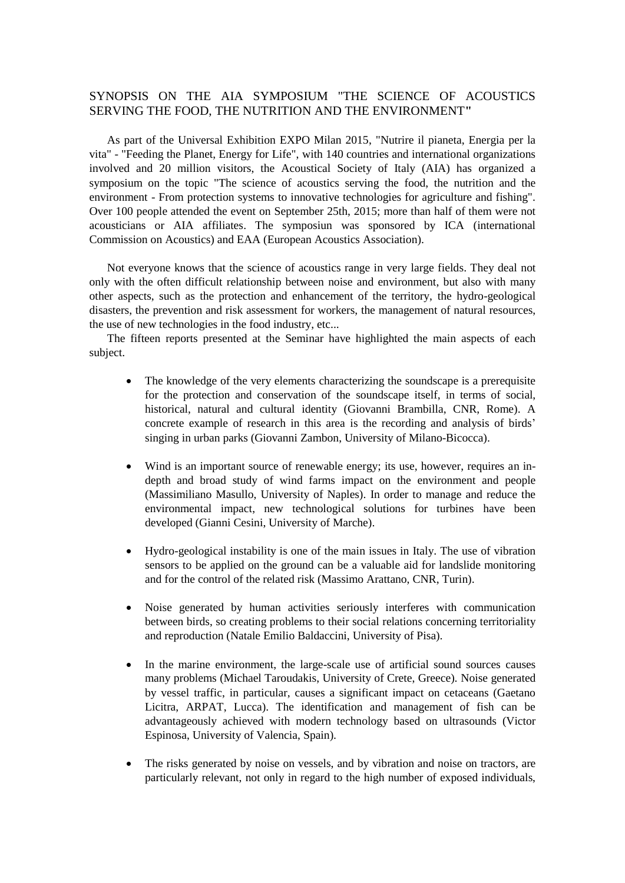## SYNOPSIS ON THE AIA SYMPOSIUM "THE SCIENCE OF ACOUSTICS SERVING THE FOOD, THE NUTRITION AND THE ENVIRONMENT"

As part of the Universal Exhibition EXPO Milan 2015, "Nutrire il pianeta, Energia per la vita" - "Feeding the Planet, Energy for Life", with 140 countries and international organizations involved and 20 million visitors, the Acoustical Society of Italy (AIA) has organized a symposium on the topic "The science of acoustics serving the food, the nutrition and the environment - From protection systems to innovative technologies for agriculture and fishing". Over 100 people attended the event on September 25th, 2015; more than half of them were not acousticians or AIA affiliates. The symposiun was sponsored by ICA (international Commission on Acoustics) and EAA (European Acoustics Association).

Not everyone knows that the science of acoustics range in very large fields. They deal not only with the often difficult relationship between noise and environment, but also with many other aspects, such as the protection and enhancement of the territory, the hydro-geological disasters, the prevention and risk assessment for workers, the management of natural resources, the use of new technologies in the food industry, etc...

The fifteen reports presented at the Seminar have highlighted the main aspects of each subject.

- The knowledge of the very elements characterizing the soundscape is a prerequisite for the protection and conservation of the soundscape itself, in terms of social, historical, natural and cultural identity (Giovanni Brambilla, CNR, Rome). A concrete example of research in this area is the recording and analysis of birds' singing in urban parks (Giovanni Zambon, University of Milano-Bicocca).

- Wind is an important source of renewable energy; its use, however, requires an in-depth and broad study of wind farms impact on the environment and people (Massimiliano Masullo, University of Naples). In order to manage and reduce the environmental impact, new technological solutions for turbines have been developed (Gianni Cesini, University of Marche).

- Hydro-geological instability is one of the main issues in Italy. The use of vibration sensors to be applied on the ground can be a valuable aid for landslide monitoring and for the control of the related risk (Massimo Arattano, CNR, Turin).

- Noise generated by human activities seriously interferes with communication between birds, so creating problems to their social relations concerning territoriality and reproduction (Natale Emilio Baldaccini, University of Pisa).

- In the marine environment, the large-scale use of artificial sound sources causes many problems (Michael Taroudakis, University of Crete, Greece). Noise generated by vessel traffic, in particular, causes a significant impact on cetaceans (Gaetano Licitra, ARPAT, Lucca). The identification and management of fish can be advantageously achieved with modern technology based on ultrasounds (Victor Espinosa, University of Valencia, Spain).

- The risks generated by noise on vessels, and by vibration and noise on tractors, are particularly relevant, not only in regard to the high number of exposed individuals,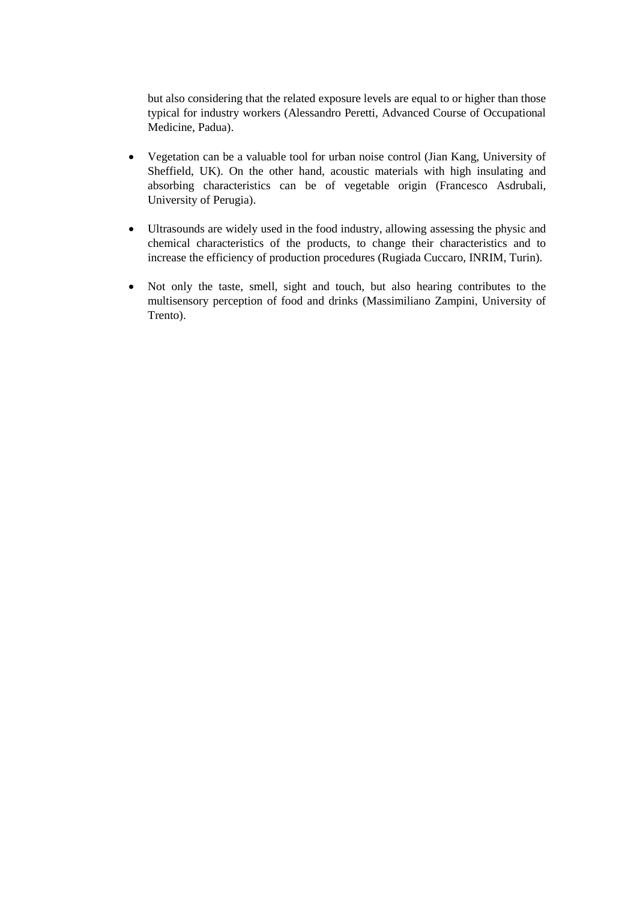but also considering that the related exposure levels are equal to or higher than those typical for industry workers (Alessandro Peretti, Advanced Course of Occupational Medicine, Padua).

- Vegetation can be a valuable tool for urban noise control (Jian Kang, University of Sheffield, UK). On the other hand, acoustic materials with high insulating and absorbing characteristics can be of vegetable origin (Francesco Asdrubali, University of Perugia).

- Ultrasounds are widely used in the food industry, allowing assessing the physic and chemical characteristics of the products, to change their characteristics and to increase the efficiency of production procedures (Rugiada Cuccaro, INRIM, Turin).

- Not only the taste, smell, sight and touch, but also hearing contributes to the multisensory perception of food and drinks (Massimiliano Zampini, University of Trento).